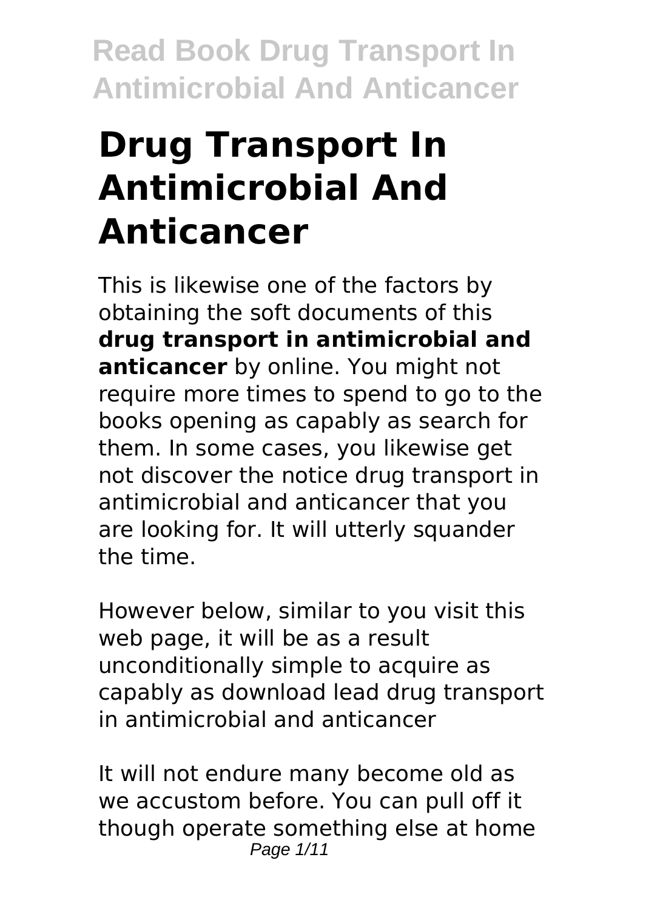# Drug Transport In Antimicrobial And Anticancer

This is likewise one of the factors by obtaining the soft documents of this **drug transport in antimicrobial and anticancer** by online. You might not require more times to spend to go to the books opening as capably as search for them. In some cases, you likewise get not discover the notice drug transport in antimicrobial and anticancer that you are looking for. It will utterly squander the time.

However below, similar to you visit this web page, it will be as a result unconditionally simple to acquire as capably as download lead drug transport in antimicrobial and anticancer

It will not endure many become old as we accustom before. You can pull off it though operate something else at home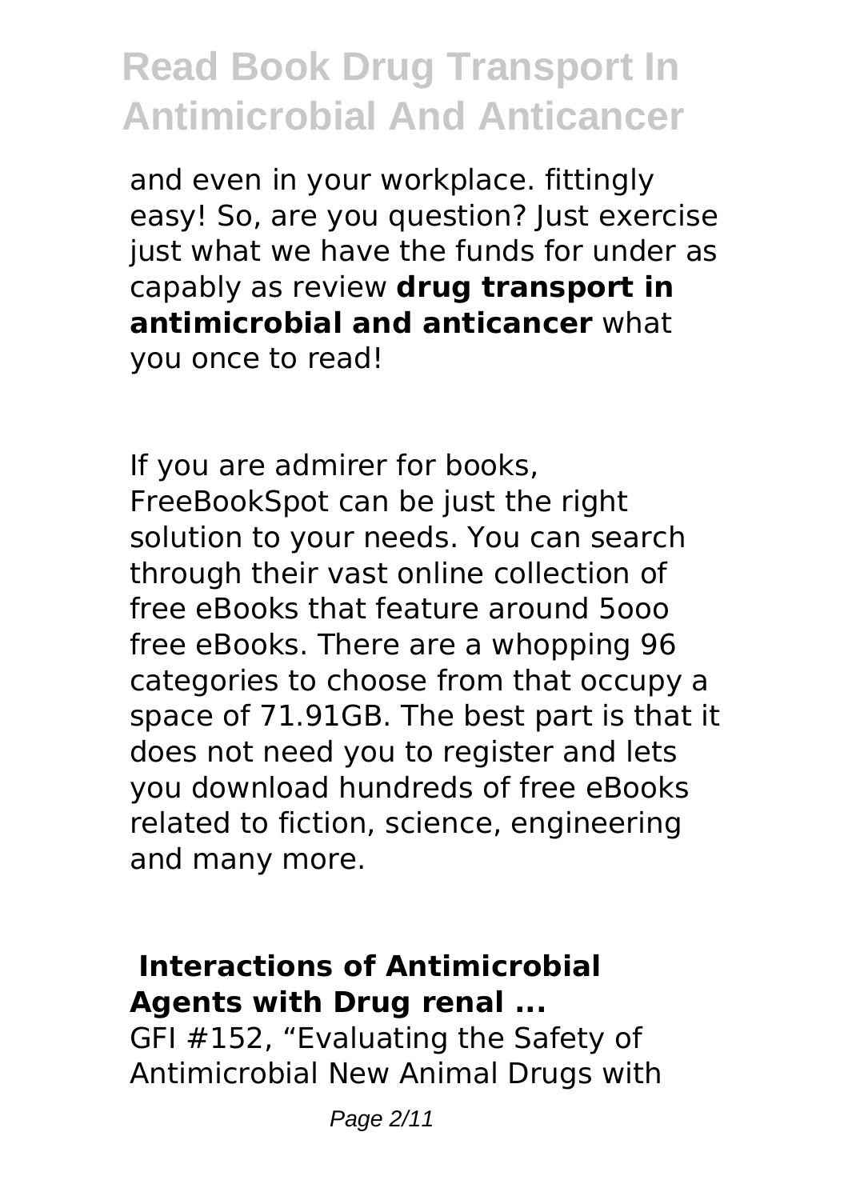and even in your workplace. fittingly easy! So, are you question? Just exercise just what we have the funds for under as capably as review **drug transport in antimicrobial and anticancer** what you once to read!

If you are admirer for books, FreeBookSpot can be just the right solution to your needs. You can search through their vast online collection of free eBooks that feature around 5ooo free eBooks. There are a whopping 96 categories to choose from that occupy a space of 71.91GB. The best part is that it does not need you to register and lets you download hundreds of free eBooks related to fiction, science, engineering and many more.

## Interactions of Antimicrobial Agents with Drug renal ...

GFI #152, "Evaluating the Safety of Antimicrobial New Animal Drugs with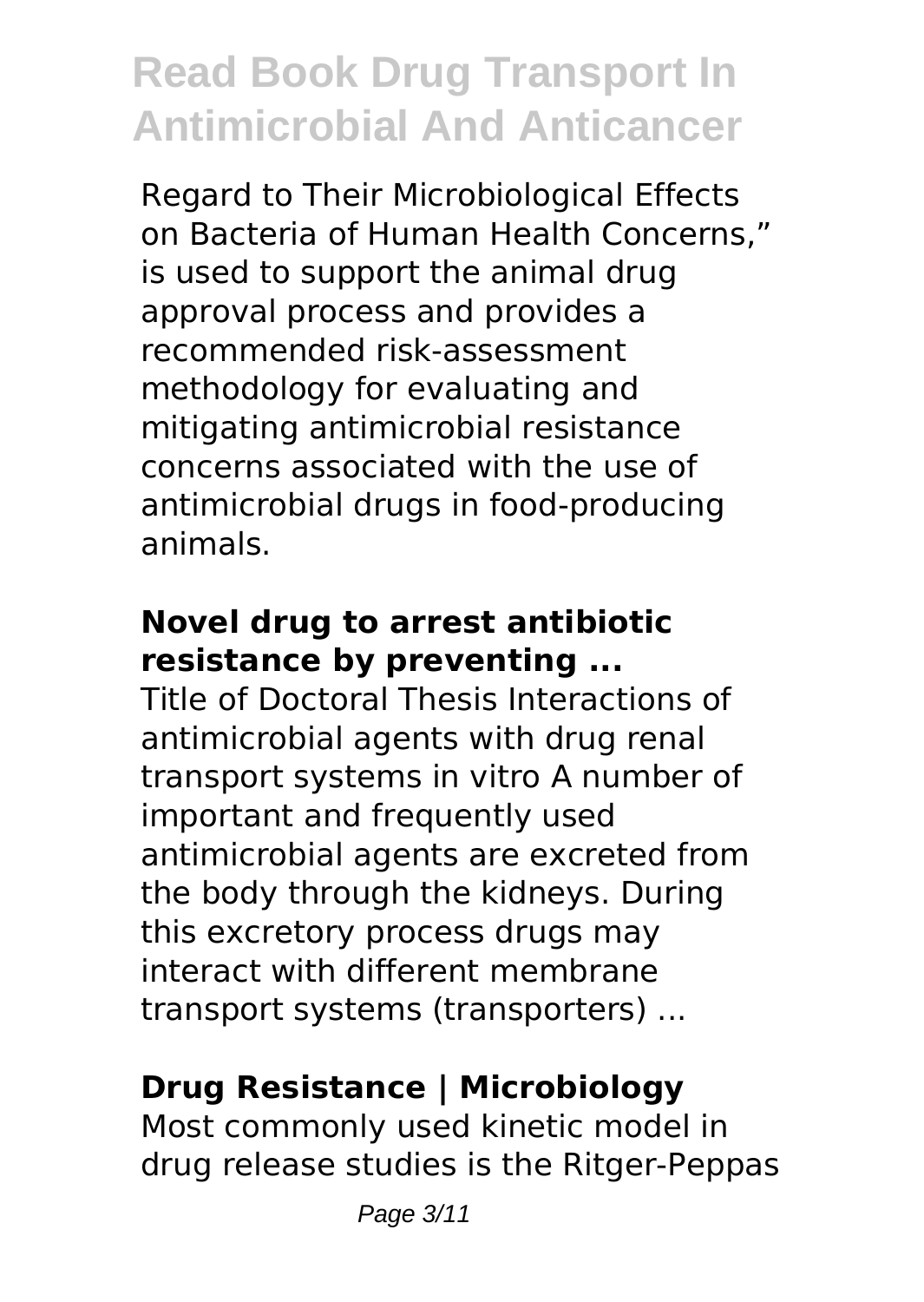Regard to Their Microbiological Effects on Bacteria of Human Health Concerns," is used to support the animal drug approval process and provides a recommended risk-assessment methodology for evaluating and mitigating antimicrobial resistance concerns associated with the use of antimicrobial drugs in food-producing animals.

### Novel drug to arrest antibiotic resistance by preventing ...

Title of Doctoral Thesis Interactions of antimicrobial agents with drug renal transport systems in vitro A number of important and frequently used antimicrobial agents are excreted from the body through the kidneys. During this excretory process drugs may interact with different membrane transport systems (transporters) ...

### Drug Resistance | Microbiology

Most commonly used kinetic model in drug release studies is the Ritger-Peppas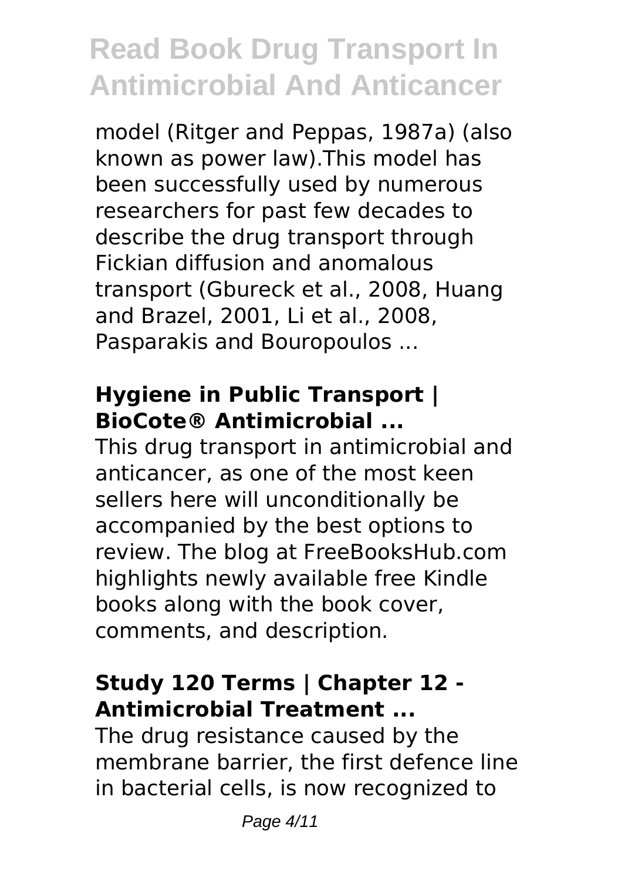model (Ritger and Peppas, 1987a) (also known as power law).This model has been successfully used by numerous researchers for past few decades to describe the drug transport through Fickian diffusion and anomalous transport (Gbureck et al., 2008, Huang and Brazel, 2001, Li et al., 2008, Pasparakis and Bouropoulos ...

### Hygiene in Public Transport | BioCote® Antimicrobial ...

This drug transport in antimicrobial and anticancer, as one of the most keen sellers here will unconditionally be accompanied by the best options to review. The blog at FreeBooksHub.com highlights newly available free Kindle books along with the book cover, comments, and description.

### Study 120 Terms | Chapter 12 - Antimicrobial Treatment ...

The drug resistance caused by the membrane barrier, the first defence line in bacterial cells, is now recognized to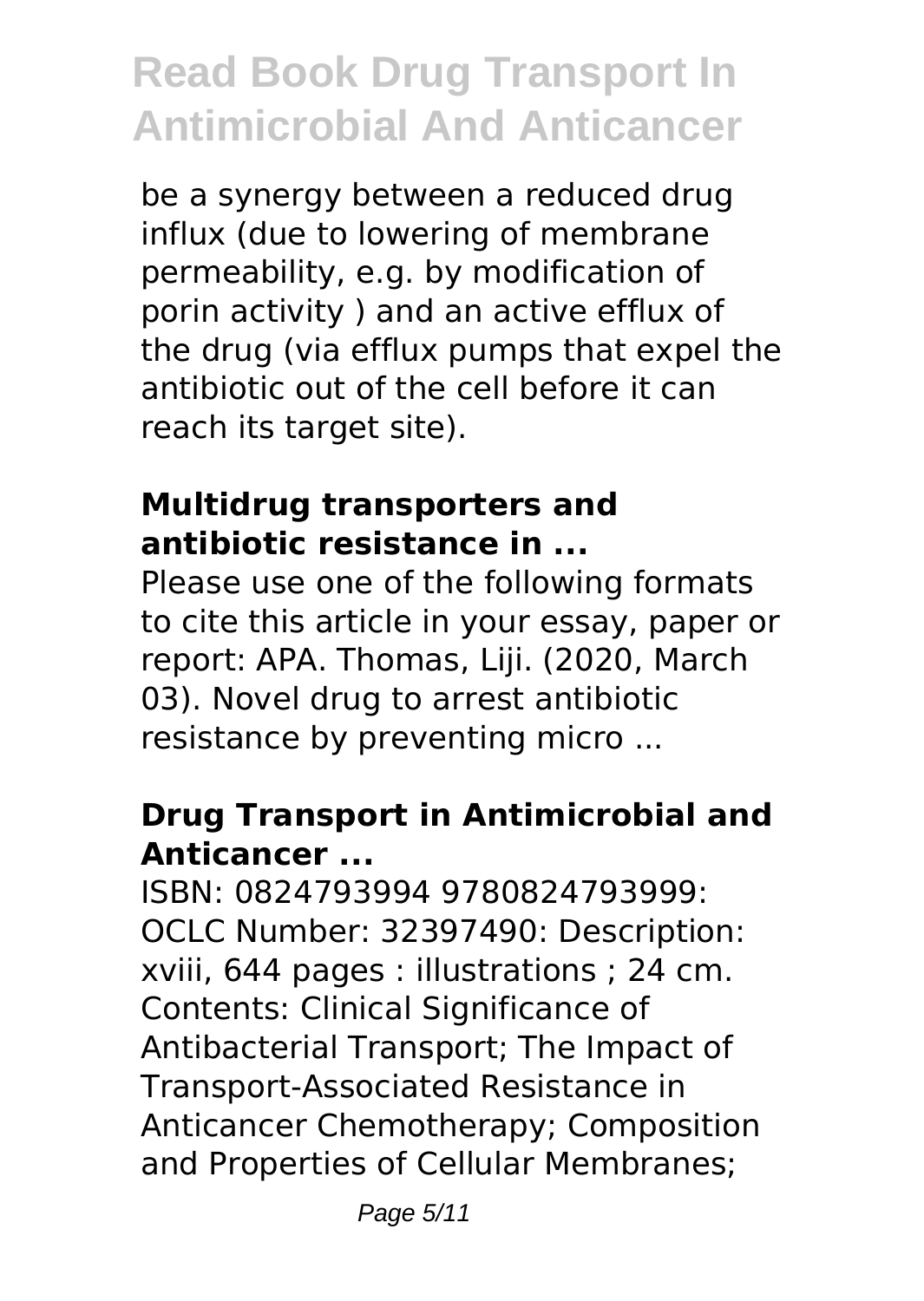be a synergy between a reduced drug influx (due to lowering of membrane permeability, e.g. by modification of porin activity ) and an active efflux of the drug (via efflux pumps that expel the antibiotic out of the cell before it can reach its target site).

### Multidrug transporters and antibiotic resistance in ...

Please use one of the following formats to cite this article in your essay, paper or report: APA. Thomas, Liji. (2020, March 03). Novel drug to arrest antibiotic resistance by preventing micro ...

### Drug Transport in Antimicrobial and Anticancer ...

ISBN: 0824793994 9780824793999: OCLC Number: 32397490: Description: xviii, 644 pages : illustrations ; 24 cm. Contents: Clinical Significance of Antibacterial Transport; The Impact of Transport-Associated Resistance in Anticancer Chemotherapy; Composition and Properties of Cellular Membranes;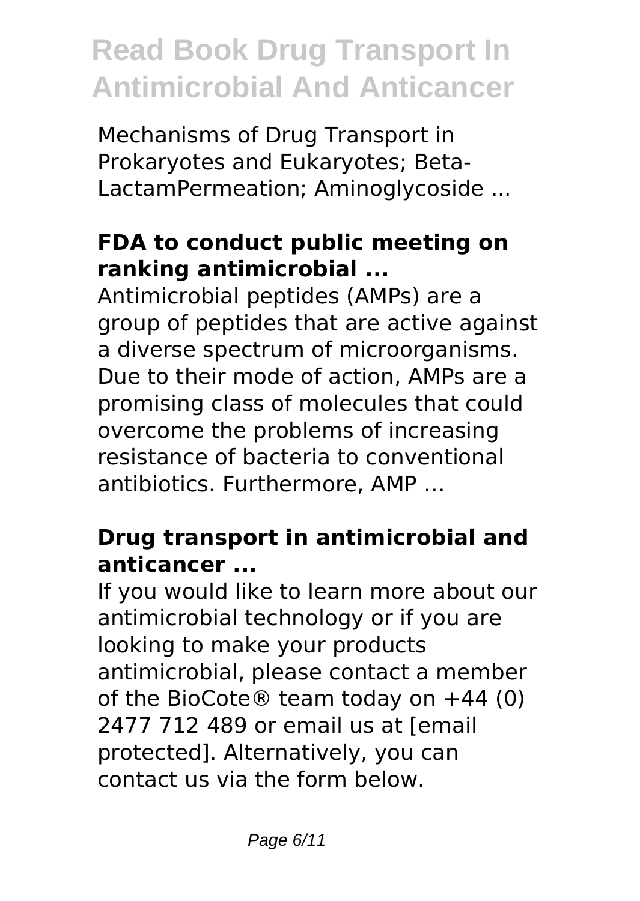Mechanisms of Drug Transport in Prokaryotes and Eukaryotes; Beta-LactamPermeation; Aminoglycoside ...

## FDA to conduct public meeting on ranking antimicrobial ...

Antimicrobial peptides (AMPs) are a group of peptides that are active against a diverse spectrum of microorganisms. Due to their mode of action, AMPs are a promising class of molecules that could overcome the problems of increasing resistance of bacteria to conventional antibiotics. Furthermore, AMP …

## Drug transport in antimicrobial and anticancer ...

If you would like to learn more about our antimicrobial technology or if you are looking to make your products antimicrobial, please contact a member of the BioCote® team today on +44 (0) 2477 712 489 or email us at [email protected]. Alternatively, you can contact us via the form below.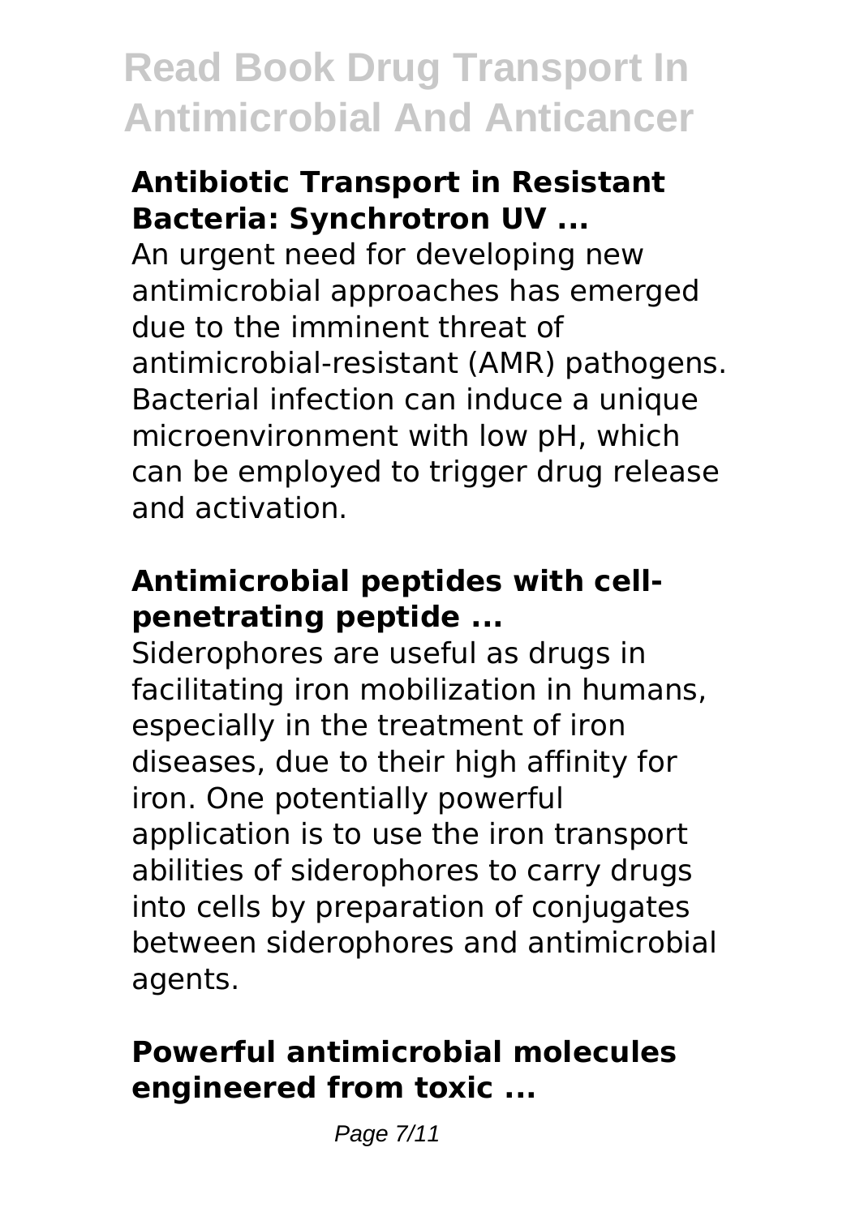### Antibiotic Transport in Resistant Bacteria: Synchrotron UV ...

An urgent need for developing new antimicrobial approaches has emerged due to the imminent threat of antimicrobial-resistant (AMR) pathogens. Bacterial infection can induce a unique microenvironment with low pH, which can be employed to trigger drug release and activation.

### Antimicrobial peptides with cell-penetrating peptide ...

Siderophores are useful as drugs in facilitating iron mobilization in humans, especially in the treatment of iron diseases, due to their high affinity for iron. One potentially powerful application is to use the iron transport abilities of siderophores to carry drugs into cells by preparation of conjugates between siderophores and antimicrobial agents.

### Powerful antimicrobial molecules engineered from toxic ...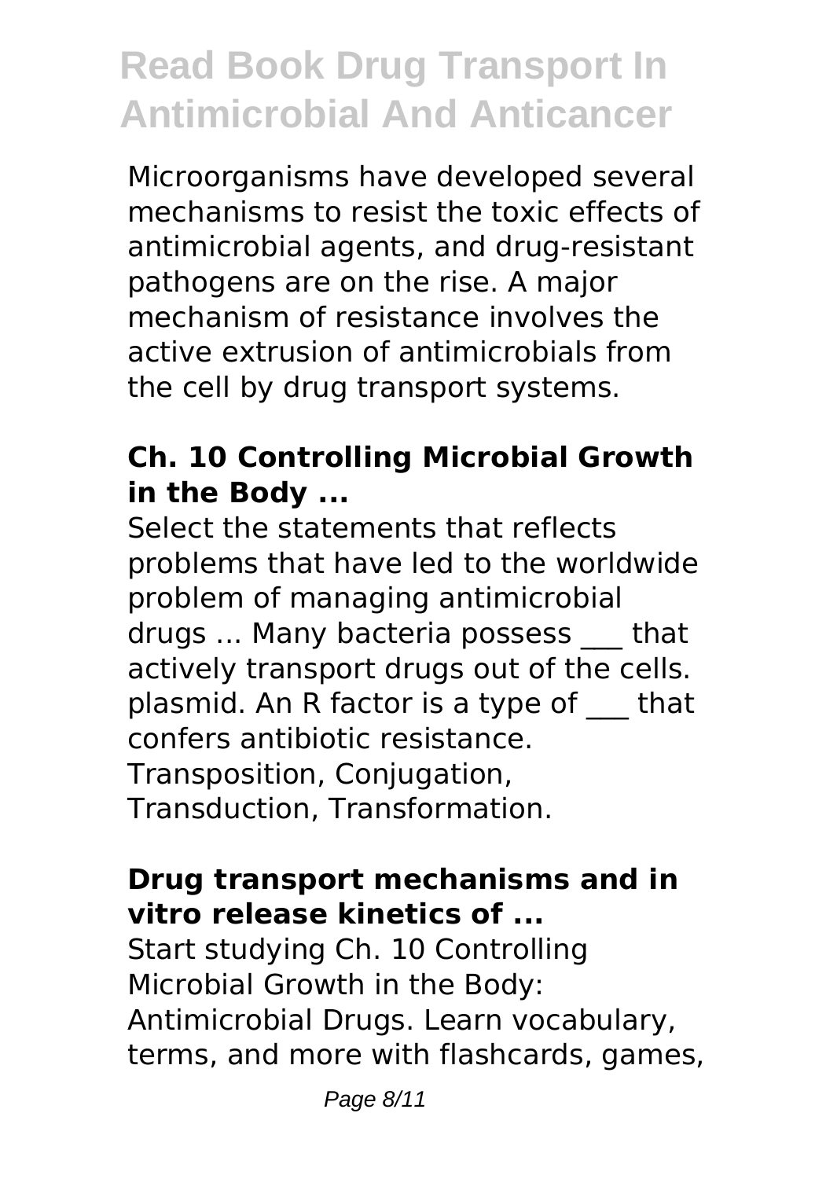Microorganisms have developed several mechanisms to resist the toxic effects of antimicrobial agents, and drug-resistant pathogens are on the rise. A major mechanism of resistance involves the active extrusion of antimicrobials from the cell by drug transport systems.

### Ch. 10 Controlling Microbial Growth in the Body ...

Select the statements that reflects problems that have led to the worldwide problem of managing antimicrobial drugs ... Many bacteria possess ___ that actively transport drugs out of the cells. plasmid. An R factor is a type of ___ that confers antibiotic resistance. Transposition, Conjugation, Transduction, Transformation.

### Drug transport mechanisms and in vitro release kinetics of ...

Start studying Ch. 10 Controlling Microbial Growth in the Body: Antimicrobial Drugs. Learn vocabulary, terms, and more with flashcards, games,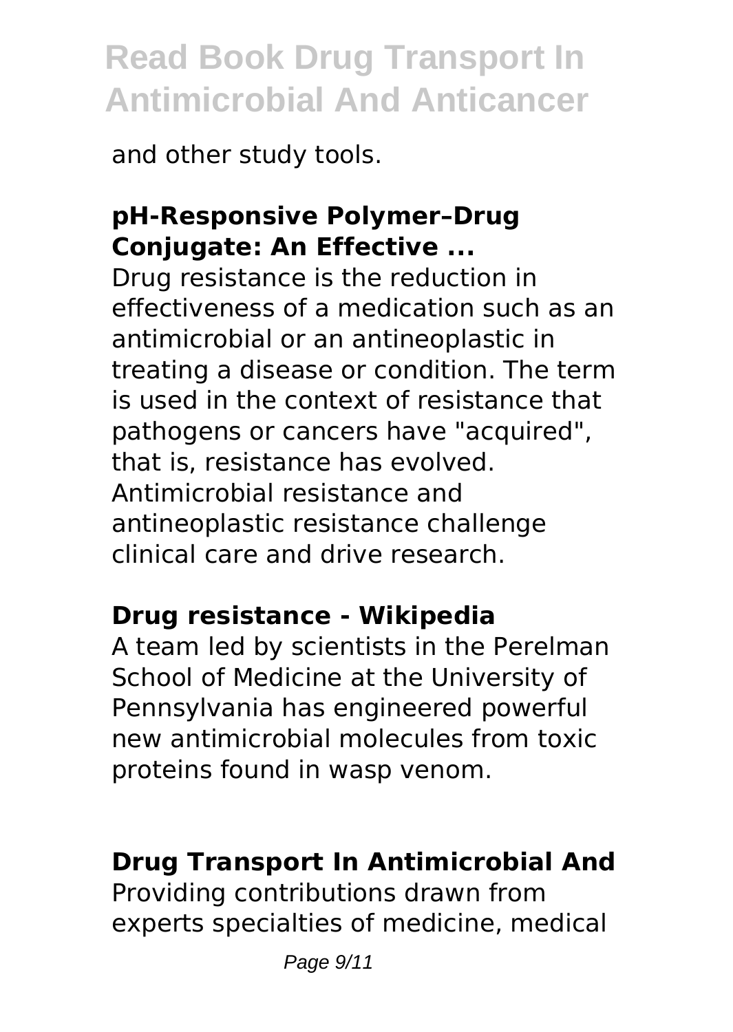and other study tools.

**pH-Responsive Polymer–Drug Conjugate: An Effective ...**

Drug resistance is the reduction in effectiveness of a medication such as an antimicrobial or an antineoplastic in treating a disease or condition. The term is used in the context of resistance that pathogens or cancers have "acquired", that is, resistance has evolved. Antimicrobial resistance and antineoplastic resistance challenge clinical care and drive research.

**Drug resistance - Wikipedia**

A team led by scientists in the Perelman School of Medicine at the University of Pennsylvania has engineered powerful new antimicrobial molecules from toxic proteins found in wasp venom.

**Drug Transport In Antimicrobial And**

Providing contributions drawn from experts specialties of medicine, medical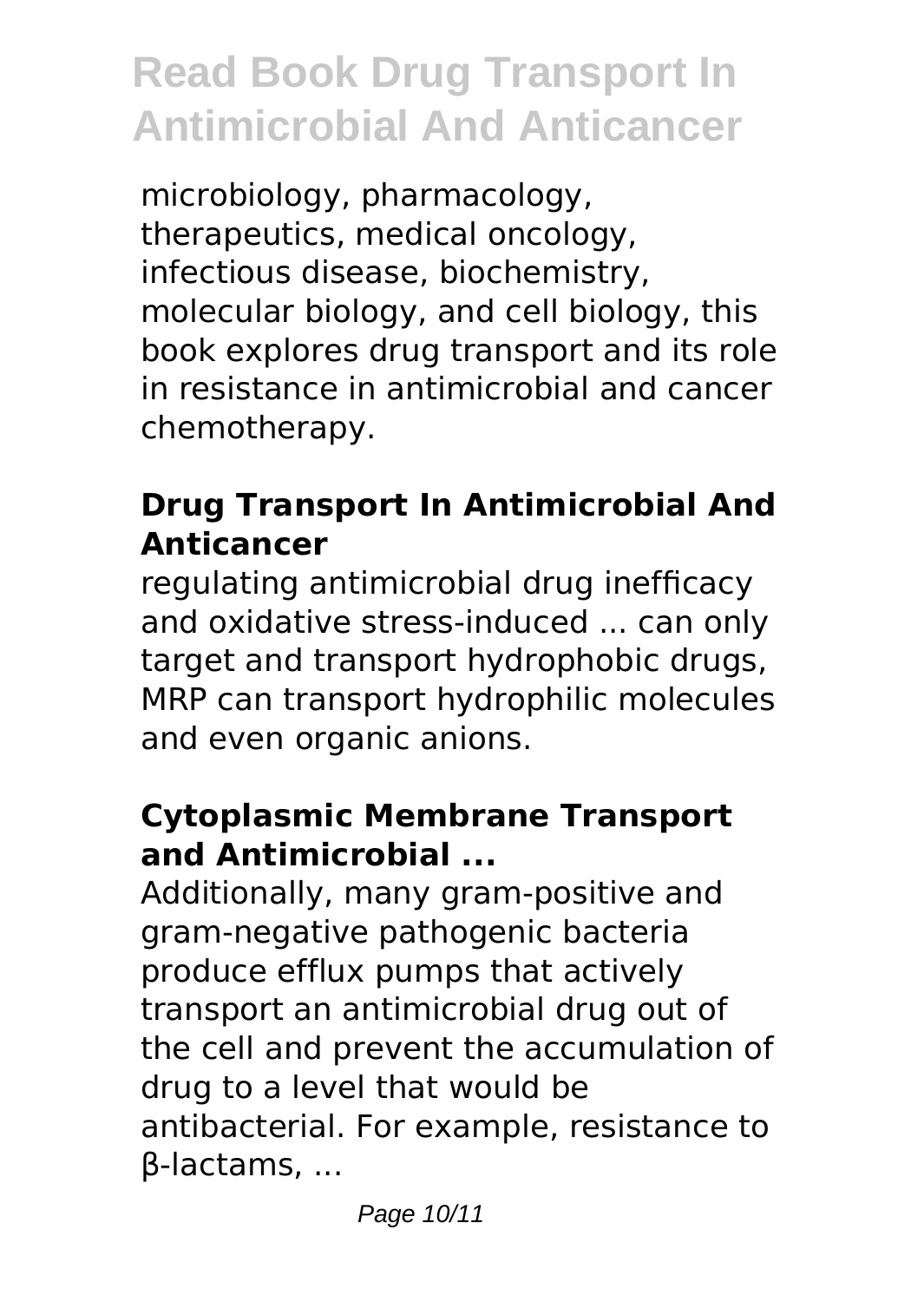microbiology, pharmacology, therapeutics, medical oncology, infectious disease, biochemistry, molecular biology, and cell biology, this book explores drug transport and its role in resistance in antimicrobial and cancer chemotherapy.

## Drug Transport In Antimicrobial And Anticancer

regulating antimicrobial drug inefficacy and oxidative stress-induced ... can only target and transport hydrophobic drugs, MRP can transport hydrophilic molecules and even organic anions.

## Cytoplasmic Membrane Transport and Antimicrobial ...

Additionally, many gram-positive and gram-negative pathogenic bacteria produce efflux pumps that actively transport an antimicrobial drug out of the cell and prevent the accumulation of drug to a level that would be antibacterial. For example, resistance to β-lactams, ...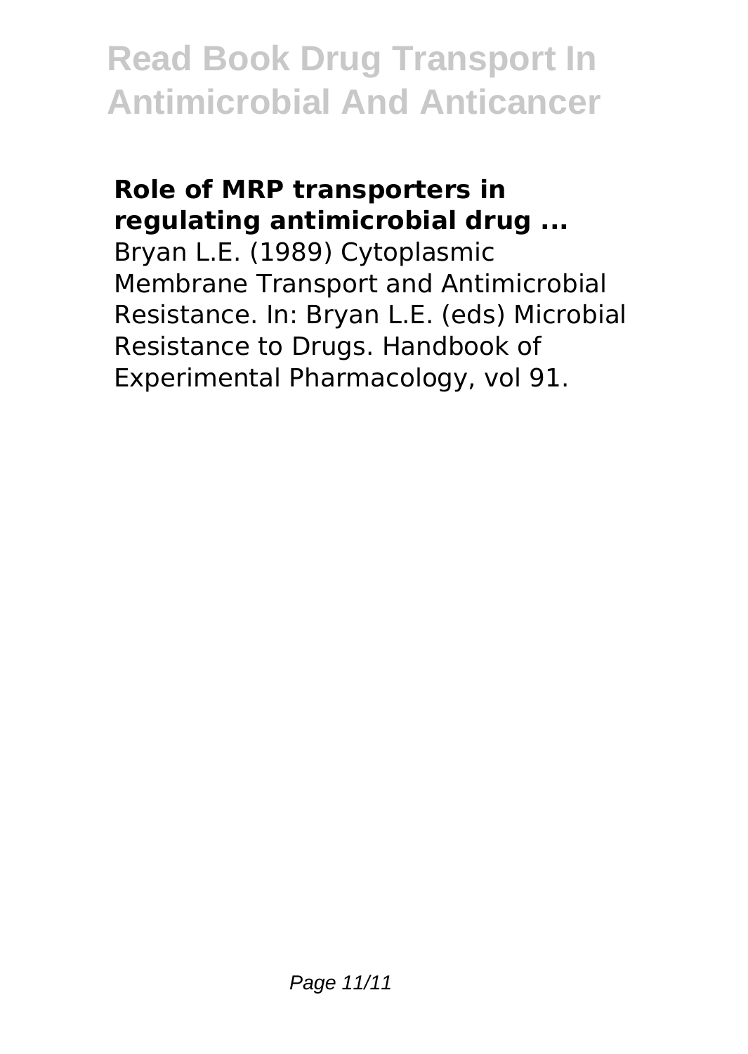### Role of MRP transporters in regulating antimicrobial drug ...

Bryan L.E. (1989) Cytoplasmic Membrane Transport and Antimicrobial Resistance. In: Bryan L.E. (eds) Microbial Resistance to Drugs. Handbook of Experimental Pharmacology, vol 91.